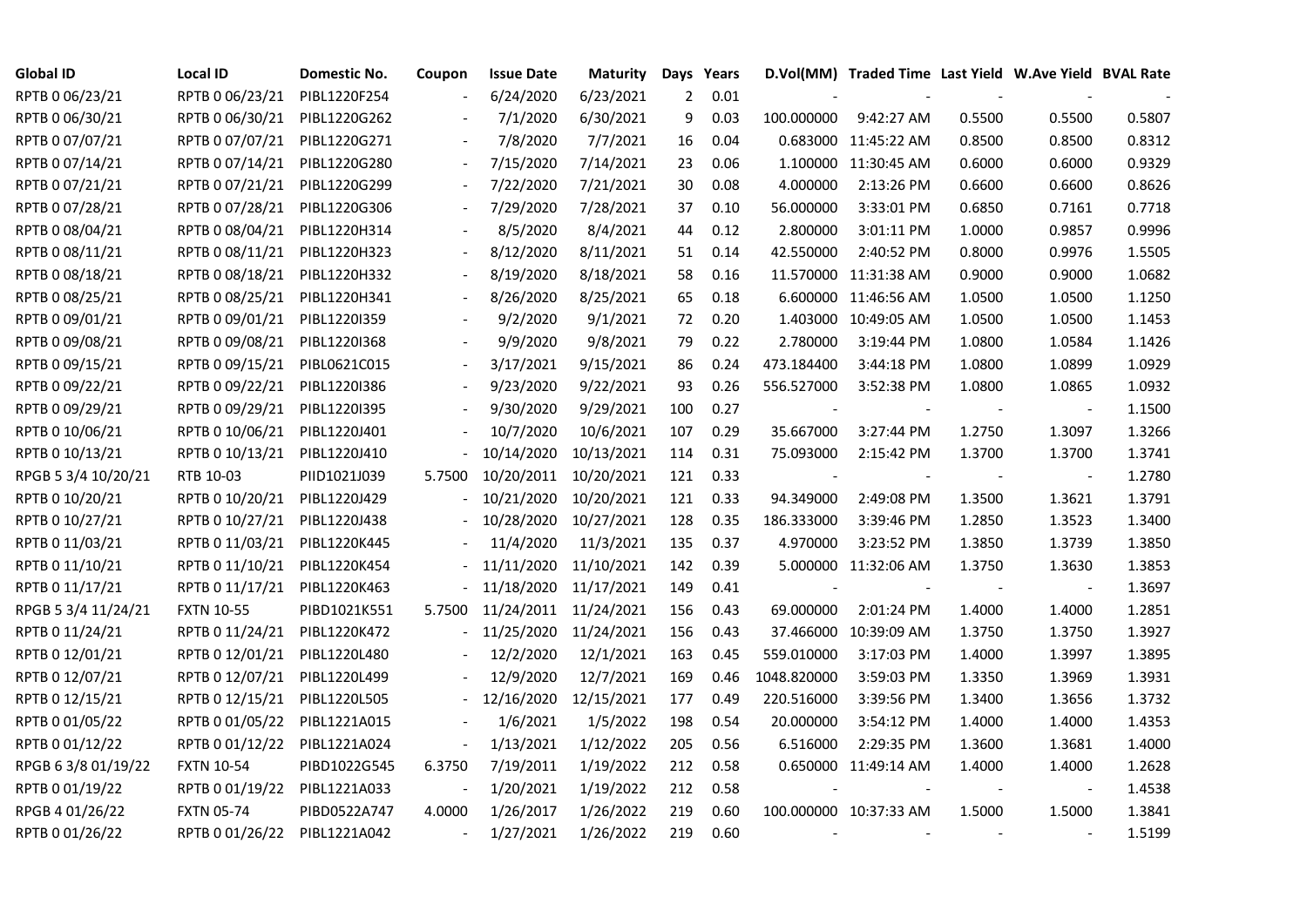| Global ID | Local ID | Domestic No. | Coupon | Issue Date | Maturity | Days | Years | D.Vol(MM) | Traded Time | Last Yield | W.Ave Yield | BVAL Rate |
|---|---|---|---|---|---|---|---|---|---|---|---|---|
| RPTB 0 06/23/21 | RPTB 0 06/23/21 | PIBL1220F254 | - | 6/24/2020 | 6/23/2021 | 2 | 0.01 | - | - | - | - | - |
| RPTB 0 06/30/21 | RPTB 0 06/30/21 | PIBL1220G262 | - | 7/1/2020 | 6/30/2021 | 9 | 0.03 | 100.000000 | 9:42:27 AM | 0.5500 | 0.5500 | 0.5807 |
| RPTB 0 07/07/21 | RPTB 0 07/07/21 | PIBL1220G271 | - | 7/8/2020 | 7/7/2021 | 16 | 0.04 | 0.683000 | 11:45:22 AM | 0.8500 | 0.8500 | 0.8312 |
| RPTB 0 07/14/21 | RPTB 0 07/14/21 | PIBL1220G280 | - | 7/15/2020 | 7/14/2021 | 23 | 0.06 | 1.100000 | 11:30:45 AM | 0.6000 | 0.6000 | 0.9329 |
| RPTB 0 07/21/21 | RPTB 0 07/21/21 | PIBL1220G299 | - | 7/22/2020 | 7/21/2021 | 30 | 0.08 | 4.000000 | 2:13:26 PM | 0.6600 | 0.6600 | 0.8626 |
| RPTB 0 07/28/21 | RPTB 0 07/28/21 | PIBL1220G306 | - | 7/29/2020 | 7/28/2021 | 37 | 0.10 | 56.000000 | 3:33:01 PM | 0.6850 | 0.7161 | 0.7718 |
| RPTB 0 08/04/21 | RPTB 0 08/04/21 | PIBL1220H314 | - | 8/5/2020 | 8/4/2021 | 44 | 0.12 | 2.800000 | 3:01:11 PM | 1.0000 | 0.9857 | 0.9996 |
| RPTB 0 08/11/21 | RPTB 0 08/11/21 | PIBL1220H323 | - | 8/12/2020 | 8/11/2021 | 51 | 0.14 | 42.550000 | 2:40:52 PM | 0.8000 | 0.9976 | 1.5505 |
| RPTB 0 08/18/21 | RPTB 0 08/18/21 | PIBL1220H332 | - | 8/19/2020 | 8/18/2021 | 58 | 0.16 | 11.570000 | 11:31:38 AM | 0.9000 | 0.9000 | 1.0682 |
| RPTB 0 08/25/21 | RPTB 0 08/25/21 | PIBL1220H341 | - | 8/26/2020 | 8/25/2021 | 65 | 0.18 | 6.600000 | 11:46:56 AM | 1.0500 | 1.0500 | 1.1250 |
| RPTB 0 09/01/21 | RPTB 0 09/01/21 | PIBL1220I359 | - | 9/2/2020 | 9/1/2021 | 72 | 0.20 | 1.403000 | 10:49:05 AM | 1.0500 | 1.0500 | 1.1453 |
| RPTB 0 09/08/21 | RPTB 0 09/08/21 | PIBL1220I368 | - | 9/9/2020 | 9/8/2021 | 79 | 0.22 | 2.780000 | 3:19:44 PM | 1.0800 | 1.0584 | 1.1426 |
| RPTB 0 09/15/21 | RPTB 0 09/15/21 | PIBL0621C015 | - | 3/17/2021 | 9/15/2021 | 86 | 0.24 | 473.184400 | 3:44:18 PM | 1.0800 | 1.0899 | 1.0929 |
| RPTB 0 09/22/21 | RPTB 0 09/22/21 | PIBL1220I386 | - | 9/23/2020 | 9/22/2021 | 93 | 0.26 | 556.527000 | 3:52:38 PM | 1.0800 | 1.0865 | 1.0932 |
| RPTB 0 09/29/21 | RPTB 0 09/29/21 | PIBL1220I395 | - | 9/30/2020 | 9/29/2021 | 100 | 0.27 | - | - | - | - | 1.1500 |
| RPTB 0 10/06/21 | RPTB 0 10/06/21 | PIBL1220J401 | - | 10/7/2020 | 10/6/2021 | 107 | 0.29 | 35.667000 | 3:27:44 PM | 1.2750 | 1.3097 | 1.3266 |
| RPTB 0 10/13/21 | RPTB 0 10/13/21 | PIBL1220J410 | - | 10/14/2020 | 10/13/2021 | 114 | 0.31 | 75.093000 | 2:15:42 PM | 1.3700 | 1.3700 | 1.3741 |
| RPGB 5 3/4 10/20/21 | RTB 10-03 | PIID1021J039 | 5.7500 | 10/20/2011 | 10/20/2021 | 121 | 0.33 | - | - | - | - | 1.2780 |
| RPTB 0 10/20/21 | RPTB 0 10/20/21 | PIBL1220J429 | - | 10/21/2020 | 10/20/2021 | 121 | 0.33 | 94.349000 | 2:49:08 PM | 1.3500 | 1.3621 | 1.3791 |
| RPTB 0 10/27/21 | RPTB 0 10/27/21 | PIBL1220J438 | - | 10/28/2020 | 10/27/2021 | 128 | 0.35 | 186.333000 | 3:39:46 PM | 1.2850 | 1.3523 | 1.3400 |
| RPTB 0 11/03/21 | RPTB 0 11/03/21 | PIBL1220K445 | - | 11/4/2020 | 11/3/2021 | 135 | 0.37 | 4.970000 | 3:23:52 PM | 1.3850 | 1.3739 | 1.3850 |
| RPTB 0 11/10/21 | RPTB 0 11/10/21 | PIBL1220K454 | - | 11/11/2020 | 11/10/2021 | 142 | 0.39 | 5.000000 | 11:32:06 AM | 1.3750 | 1.3630 | 1.3853 |
| RPTB 0 11/17/21 | RPTB 0 11/17/21 | PIBL1220K463 | - | 11/18/2020 | 11/17/2021 | 149 | 0.41 | - | - | - | - | 1.3697 |
| RPGB 5 3/4 11/24/21 | FXTN 10-55 | PIBD1021K551 | 5.7500 | 11/24/2011 | 11/24/2021 | 156 | 0.43 | 69.000000 | 2:01:24 PM | 1.4000 | 1.4000 | 1.2851 |
| RPTB 0 11/24/21 | RPTB 0 11/24/21 | PIBL1220K472 | - | 11/25/2020 | 11/24/2021 | 156 | 0.43 | 37.466000 | 10:39:09 AM | 1.3750 | 1.3750 | 1.3927 |
| RPTB 0 12/01/21 | RPTB 0 12/01/21 | PIBL1220L480 | - | 12/2/2020 | 12/1/2021 | 163 | 0.45 | 559.010000 | 3:17:03 PM | 1.4000 | 1.3997 | 1.3895 |
| RPTB 0 12/07/21 | RPTB 0 12/07/21 | PIBL1220L499 | - | 12/9/2020 | 12/7/2021 | 169 | 0.46 | 1048.820000 | 3:59:03 PM | 1.3350 | 1.3969 | 1.3931 |
| RPTB 0 12/15/21 | RPTB 0 12/15/21 | PIBL1220L505 | - | 12/16/2020 | 12/15/2021 | 177 | 0.49 | 220.516000 | 3:39:56 PM | 1.3400 | 1.3656 | 1.3732 |
| RPTB 0 01/05/22 | RPTB 0 01/05/22 | PIBL1221A015 | - | 1/6/2021 | 1/5/2022 | 198 | 0.54 | 20.000000 | 3:54:12 PM | 1.4000 | 1.4000 | 1.4353 |
| RPTB 0 01/12/22 | RPTB 0 01/12/22 | PIBL1221A024 | - | 1/13/2021 | 1/12/2022 | 205 | 0.56 | 6.516000 | 2:29:35 PM | 1.3600 | 1.3681 | 1.4000 |
| RPGB 6 3/8 01/19/22 | FXTN 10-54 | PIBD1022G545 | 6.3750 | 7/19/2011 | 1/19/2022 | 212 | 0.58 | 0.650000 | 11:49:14 AM | 1.4000 | 1.4000 | 1.2628 |
| RPTB 0 01/19/22 | RPTB 0 01/19/22 | PIBL1221A033 | - | 1/20/2021 | 1/19/2022 | 212 | 0.58 | - | - | - | - | 1.4538 |
| RPGB 4 01/26/22 | FXTN 05-74 | PIBD0522A747 | 4.0000 | 1/26/2017 | 1/26/2022 | 219 | 0.60 | 100.000000 | 10:37:33 AM | 1.5000 | 1.5000 | 1.3841 |
| RPTB 0 01/26/22 | RPTB 0 01/26/22 | PIBL1221A042 | - | 1/27/2021 | 1/26/2022 | 219 | 0.60 | - | - | - | - | 1.5199 |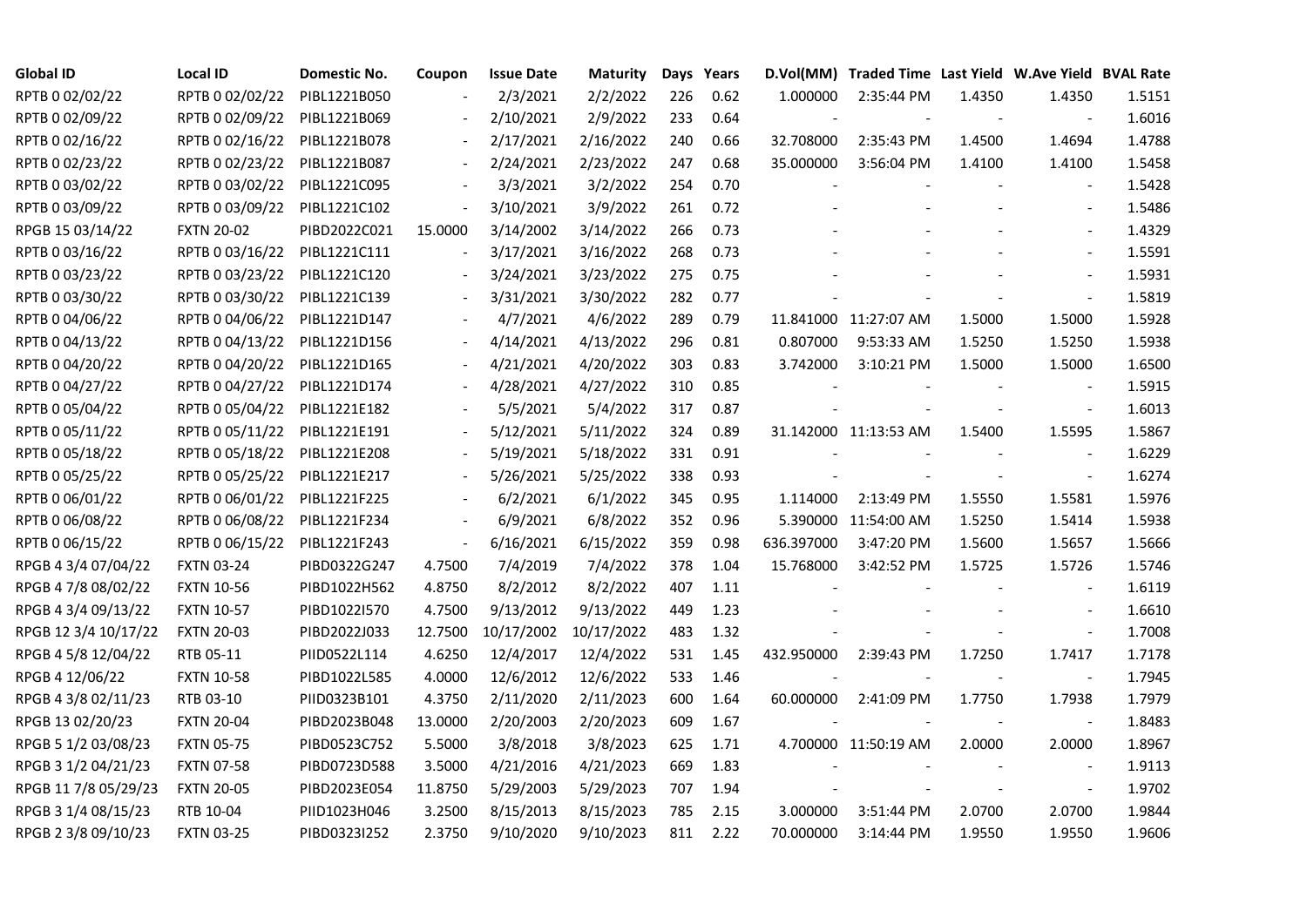| Global ID | Local ID | Domestic No. | Coupon | Issue Date | Maturity | Days | Years | D.Vol(MM) | Traded Time | Last Yield | W.Ave Yield | BVAL Rate |
|---|---|---|---|---|---|---|---|---|---|---|---|---|
| RPTB 0 02/02/22 | RPTB 0 02/02/22 | PIBL1221B050 | - | 2/3/2021 | 2/2/2022 | 226 | 0.62 | 1.000000 | 2:35:44 PM | 1.4350 | 1.4350 | 1.5151 |
| RPTB 0 02/09/22 | RPTB 0 02/09/22 | PIBL1221B069 | - | 2/10/2021 | 2/9/2022 | 233 | 0.64 | - | - | - | - | 1.6016 |
| RPTB 0 02/16/22 | RPTB 0 02/16/22 | PIBL1221B078 | - | 2/17/2021 | 2/16/2022 | 240 | 0.66 | 32.708000 | 2:35:43 PM | 1.4500 | 1.4694 | 1.4788 |
| RPTB 0 02/23/22 | RPTB 0 02/23/22 | PIBL1221B087 | - | 2/24/2021 | 2/23/2022 | 247 | 0.68 | 35.000000 | 3:56:04 PM | 1.4100 | 1.4100 | 1.5458 |
| RPTB 0 03/02/22 | RPTB 0 03/02/22 | PIBL1221C095 | - | 3/3/2021 | 3/2/2022 | 254 | 0.70 | - | - | - | - | 1.5428 |
| RPTB 0 03/09/22 | RPTB 0 03/09/22 | PIBL1221C102 | - | 3/10/2021 | 3/9/2022 | 261 | 0.72 | - | - | - | - | 1.5486 |
| RPGB 15 03/14/22 | FXTN 20-02 | PIBD2022C021 | 15.0000 | 3/14/2002 | 3/14/2022 | 266 | 0.73 | - | - | - | - | 1.4329 |
| RPTB 0 03/16/22 | RPTB 0 03/16/22 | PIBL1221C111 | - | 3/17/2021 | 3/16/2022 | 268 | 0.73 | - | - | - | - | 1.5591 |
| RPTB 0 03/23/22 | RPTB 0 03/23/22 | PIBL1221C120 | - | 3/24/2021 | 3/23/2022 | 275 | 0.75 | - | - | - | - | 1.5931 |
| RPTB 0 03/30/22 | RPTB 0 03/30/22 | PIBL1221C139 | - | 3/31/2021 | 3/30/2022 | 282 | 0.77 | - | - | - | - | 1.5819 |
| RPTB 0 04/06/22 | RPTB 0 04/06/22 | PIBL1221D147 | - | 4/7/2021 | 4/6/2022 | 289 | 0.79 | 11.841000 | 11:27:07 AM | 1.5000 | 1.5000 | 1.5928 |
| RPTB 0 04/13/22 | RPTB 0 04/13/22 | PIBL1221D156 | - | 4/14/2021 | 4/13/2022 | 296 | 0.81 | 0.807000 | 9:53:33 AM | 1.5250 | 1.5250 | 1.5938 |
| RPTB 0 04/20/22 | RPTB 0 04/20/22 | PIBL1221D165 | - | 4/21/2021 | 4/20/2022 | 303 | 0.83 | 3.742000 | 3:10:21 PM | 1.5000 | 1.5000 | 1.6500 |
| RPTB 0 04/27/22 | RPTB 0 04/27/22 | PIBL1221D174 | - | 4/28/2021 | 4/27/2022 | 310 | 0.85 | - | - | - | - | 1.5915 |
| RPTB 0 05/04/22 | RPTB 0 05/04/22 | PIBL1221E182 | - | 5/5/2021 | 5/4/2022 | 317 | 0.87 | - | - | - | - | 1.6013 |
| RPTB 0 05/11/22 | RPTB 0 05/11/22 | PIBL1221E191 | - | 5/12/2021 | 5/11/2022 | 324 | 0.89 | 31.142000 | 11:13:53 AM | 1.5400 | 1.5595 | 1.5867 |
| RPTB 0 05/18/22 | RPTB 0 05/18/22 | PIBL1221E208 | - | 5/19/2021 | 5/18/2022 | 331 | 0.91 | - | - | - | - | 1.6229 |
| RPTB 0 05/25/22 | RPTB 0 05/25/22 | PIBL1221E217 | - | 5/26/2021 | 5/25/2022 | 338 | 0.93 | - | - | - | - | 1.6274 |
| RPTB 0 06/01/22 | RPTB 0 06/01/22 | PIBL1221F225 | - | 6/2/2021 | 6/1/2022 | 345 | 0.95 | 1.114000 | 2:13:49 PM | 1.5550 | 1.5581 | 1.5976 |
| RPTB 0 06/08/22 | RPTB 0 06/08/22 | PIBL1221F234 | - | 6/9/2021 | 6/8/2022 | 352 | 0.96 | 5.390000 | 11:54:00 AM | 1.5250 | 1.5414 | 1.5938 |
| RPTB 0 06/15/22 | RPTB 0 06/15/22 | PIBL1221F243 | - | 6/16/2021 | 6/15/2022 | 359 | 0.98 | 636.397000 | 3:47:20 PM | 1.5600 | 1.5657 | 1.5666 |
| RPGB 4 3/4 07/04/22 | FXTN 03-24 | PIBD0322G247 | 4.7500 | 7/4/2019 | 7/4/2022 | 378 | 1.04 | 15.768000 | 3:42:52 PM | 1.5725 | 1.5726 | 1.5746 |
| RPGB 4 7/8 08/02/22 | FXTN 10-56 | PIBD1022H562 | 4.8750 | 8/2/2012 | 8/2/2022 | 407 | 1.11 | - | - | - | - | 1.6119 |
| RPGB 4 3/4 09/13/22 | FXTN 10-57 | PIBD1022I570 | 4.7500 | 9/13/2012 | 9/13/2022 | 449 | 1.23 | - | - | - | - | 1.6610 |
| RPGB 12 3/4 10/17/22 | FXTN 20-03 | PIBD2022J033 | 12.7500 | 10/17/2002 | 10/17/2022 | 483 | 1.32 | - | - | - | - | 1.7008 |
| RPGB 4 5/8 12/04/22 | RTB 05-11 | PIID0522L114 | 4.6250 | 12/4/2017 | 12/4/2022 | 531 | 1.45 | 432.950000 | 2:39:43 PM | 1.7250 | 1.7417 | 1.7178 |
| RPGB 4 12/06/22 | FXTN 10-58 | PIBD1022L585 | 4.0000 | 12/6/2012 | 12/6/2022 | 533 | 1.46 | - | - | - | - | 1.7945 |
| RPGB 4 3/8 02/11/23 | RTB 03-10 | PIID0323B101 | 4.3750 | 2/11/2020 | 2/11/2023 | 600 | 1.64 | 60.000000 | 2:41:09 PM | 1.7750 | 1.7938 | 1.7979 |
| RPGB 13 02/20/23 | FXTN 20-04 | PIBD2023B048 | 13.0000 | 2/20/2003 | 2/20/2023 | 609 | 1.67 | - | - | - | - | 1.8483 |
| RPGB 5 1/2 03/08/23 | FXTN 05-75 | PIBD0523C752 | 5.5000 | 3/8/2018 | 3/8/2023 | 625 | 1.71 | 4.700000 | 11:50:19 AM | 2.0000 | 2.0000 | 1.8967 |
| RPGB 3 1/2 04/21/23 | FXTN 07-58 | PIBD0723D588 | 3.5000 | 4/21/2016 | 4/21/2023 | 669 | 1.83 | - | - | - | - | 1.9113 |
| RPGB 11 7/8 05/29/23 | FXTN 20-05 | PIBD2023E054 | 11.8750 | 5/29/2003 | 5/29/2023 | 707 | 1.94 | - | - | - | - | 1.9702 |
| RPGB 3 1/4 08/15/23 | RTB 10-04 | PIID1023H046 | 3.2500 | 8/15/2013 | 8/15/2023 | 785 | 2.15 | 3.000000 | 3:51:44 PM | 2.0700 | 2.0700 | 1.9844 |
| RPGB 2 3/8 09/10/23 | FXTN 03-25 | PIBD0323I252 | 2.3750 | 9/10/2020 | 9/10/2023 | 811 | 2.22 | 70.000000 | 3:14:44 PM | 1.9550 | 1.9550 | 1.9606 |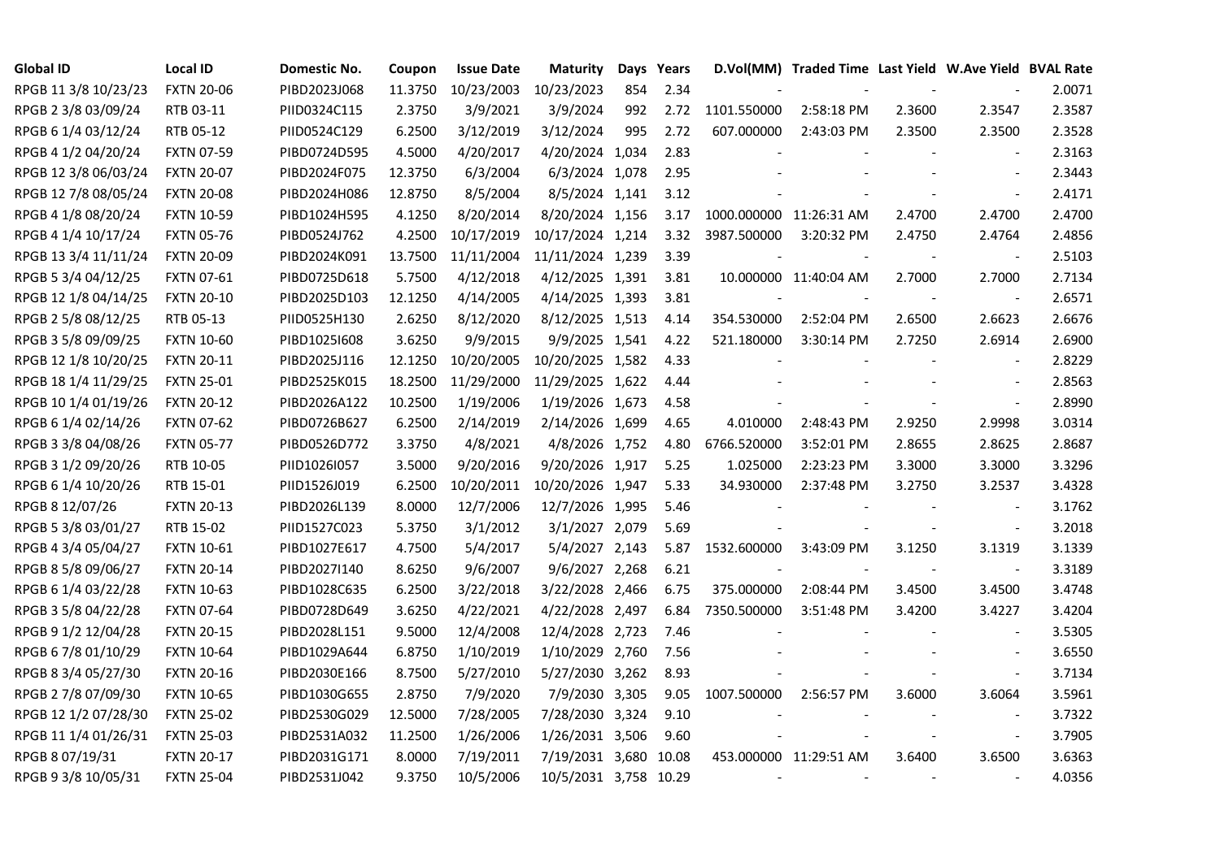| Global ID | Local ID | Domestic No. | Coupon | Issue Date | Maturity | Days | Years | D.Vol(MM) | Traded Time | Last Yield | W.Ave Yield | BVAL Rate |
|---|---|---|---|---|---|---|---|---|---|---|---|---|
| RPGB 11 3/8 10/23/23 | FXTN 20-06 | PIBD2023J068 | 11.3750 | 10/23/2003 | 10/23/2023 | 854 | 2.34 | - | - | - | - | 2.0071 |
| RPGB 2 3/8 03/09/24 | RTB 03-11 | PIID0324C115 | 2.3750 | 3/9/2021 | 3/9/2024 | 992 | 2.72 | 1101.550000 | 2:58:18 PM | 2.3600 | 2.3547 | 2.3587 |
| RPGB 6 1/4 03/12/24 | RTB 05-12 | PIID0524C129 | 6.2500 | 3/12/2019 | 3/12/2024 | 995 | 2.72 | 607.000000 | 2:43:03 PM | 2.3500 | 2.3500 | 2.3528 |
| RPGB 4 1/2 04/20/24 | FXTN 07-59 | PIBD0724D595 | 4.5000 | 4/20/2017 | 4/20/2024 | 1,034 | 2.83 | - | - | - | - | 2.3163 |
| RPGB 12 3/8 06/03/24 | FXTN 20-07 | PIBD2024F075 | 12.3750 | 6/3/2004 | 6/3/2024 | 1,078 | 2.95 | - | - | - | - | 2.3443 |
| RPGB 12 7/8 08/05/24 | FXTN 20-08 | PIBD2024H086 | 12.8750 | 8/5/2004 | 8/5/2024 | 1,141 | 3.12 | - | - | - | - | 2.4171 |
| RPGB 4 1/8 08/20/24 | FXTN 10-59 | PIBD1024H595 | 4.1250 | 8/20/2014 | 8/20/2024 | 1,156 | 3.17 | 1000.000000 | 11:26:31 AM | 2.4700 | 2.4700 | 2.4700 |
| RPGB 4 1/4 10/17/24 | FXTN 05-76 | PIBD0524J762 | 4.2500 | 10/17/2019 | 10/17/2024 | 1,214 | 3.32 | 3987.500000 | 3:20:32 PM | 2.4750 | 2.4764 | 2.4856 |
| RPGB 13 3/4 11/11/24 | FXTN 20-09 | PIBD2024K091 | 13.7500 | 11/11/2004 | 11/11/2024 | 1,239 | 3.39 | - | - | - | - | 2.5103 |
| RPGB 5 3/4 04/12/25 | FXTN 07-61 | PIBD0725D618 | 5.7500 | 4/12/2018 | 4/12/2025 | 1,391 | 3.81 | 10.000000 | 11:40:04 AM | 2.7000 | 2.7000 | 2.7134 |
| RPGB 12 1/8 04/14/25 | FXTN 20-10 | PIBD2025D103 | 12.1250 | 4/14/2005 | 4/14/2025 | 1,393 | 3.81 | - | - | - | - | 2.6571 |
| RPGB 2 5/8 08/12/25 | RTB 05-13 | PIID0525H130 | 2.6250 | 8/12/2020 | 8/12/2025 | 1,513 | 4.14 | 354.530000 | 2:52:04 PM | 2.6500 | 2.6623 | 2.6676 |
| RPGB 3 5/8 09/09/25 | FXTN 10-60 | PIBD1025I608 | 3.6250 | 9/9/2015 | 9/9/2025 | 1,541 | 4.22 | 521.180000 | 3:30:14 PM | 2.7250 | 2.6914 | 2.6900 |
| RPGB 12 1/8 10/20/25 | FXTN 20-11 | PIBD2025J116 | 12.1250 | 10/20/2005 | 10/20/2025 | 1,582 | 4.33 | - | - | - | - | 2.8229 |
| RPGB 18 1/4 11/29/25 | FXTN 25-01 | PIBD2525K015 | 18.2500 | 11/29/2000 | 11/29/2025 | 1,622 | 4.44 | - | - | - | - | 2.8563 |
| RPGB 10 1/4 01/19/26 | FXTN 20-12 | PIBD2026A122 | 10.2500 | 1/19/2006 | 1/19/2026 | 1,673 | 4.58 | - | - | - | - | 2.8990 |
| RPGB 6 1/4 02/14/26 | FXTN 07-62 | PIBD0726B627 | 6.2500 | 2/14/2019 | 2/14/2026 | 1,699 | 4.65 | 4.010000 | 2:48:43 PM | 2.9250 | 2.9998 | 3.0314 |
| RPGB 3 3/8 04/08/26 | FXTN 05-77 | PIBD0526D772 | 3.3750 | 4/8/2021 | 4/8/2026 | 1,752 | 4.80 | 6766.520000 | 3:52:01 PM | 2.8655 | 2.8625 | 2.8687 |
| RPGB 3 1/2 09/20/26 | RTB 10-05 | PIID1026I057 | 3.5000 | 9/20/2016 | 9/20/2026 | 1,917 | 5.25 | 1.025000 | 2:23:23 PM | 3.3000 | 3.3000 | 3.3296 |
| RPGB 6 1/4 10/20/26 | RTB 15-01 | PIID1526J019 | 6.2500 | 10/20/2011 | 10/20/2026 | 1,947 | 5.33 | 34.930000 | 2:37:48 PM | 3.2750 | 3.2537 | 3.4328 |
| RPGB 8 12/07/26 | FXTN 20-13 | PIBD2026L139 | 8.0000 | 12/7/2006 | 12/7/2026 | 1,995 | 5.46 | - | - | - | - | 3.1762 |
| RPGB 5 3/8 03/01/27 | RTB 15-02 | PIID1527C023 | 5.3750 | 3/1/2012 | 3/1/2027 | 2,079 | 5.69 | - | - | - | - | 3.2018 |
| RPGB 4 3/4 05/04/27 | FXTN 10-61 | PIBD1027E617 | 4.7500 | 5/4/2017 | 5/4/2027 | 2,143 | 5.87 | 1532.600000 | 3:43:09 PM | 3.1250 | 3.1319 | 3.1339 |
| RPGB 8 5/8 09/06/27 | FXTN 20-14 | PIBD2027I140 | 8.6250 | 9/6/2007 | 9/6/2027 | 2,268 | 6.21 | - | - | - | - | 3.3189 |
| RPGB 6 1/4 03/22/28 | FXTN 10-63 | PIBD1028C635 | 6.2500 | 3/22/2018 | 3/22/2028 | 2,466 | 6.75 | 375.000000 | 2:08:44 PM | 3.4500 | 3.4500 | 3.4748 |
| RPGB 3 5/8 04/22/28 | FXTN 07-64 | PIBD0728D649 | 3.6250 | 4/22/2021 | 4/22/2028 | 2,497 | 6.84 | 7350.500000 | 3:51:48 PM | 3.4200 | 3.4227 | 3.4204 |
| RPGB 9 1/2 12/04/28 | FXTN 20-15 | PIBD2028L151 | 9.5000 | 12/4/2008 | 12/4/2028 | 2,723 | 7.46 | - | - | - | - | 3.5305 |
| RPGB 6 7/8 01/10/29 | FXTN 10-64 | PIBD1029A644 | 6.8750 | 1/10/2019 | 1/10/2029 | 2,760 | 7.56 | - | - | - | - | 3.6550 |
| RPGB 8 3/4 05/27/30 | FXTN 20-16 | PIBD2030E166 | 8.7500 | 5/27/2010 | 5/27/2030 | 3,262 | 8.93 | - | - | - | - | 3.7134 |
| RPGB 2 7/8 07/09/30 | FXTN 10-65 | PIBD1030G655 | 2.8750 | 7/9/2020 | 7/9/2030 | 3,305 | 9.05 | 1007.500000 | 2:56:57 PM | 3.6000 | 3.6064 | 3.5961 |
| RPGB 12 1/2 07/28/30 | FXTN 25-02 | PIBD2530G029 | 12.5000 | 7/28/2005 | 7/28/2030 | 3,324 | 9.10 | - | - | - | - | 3.7322 |
| RPGB 11 1/4 01/26/31 | FXTN 25-03 | PIBD2531A032 | 11.2500 | 1/26/2006 | 1/26/2031 | 3,506 | 9.60 | - | - | - | - | 3.7905 |
| RPGB 8 07/19/31 | FXTN 20-17 | PIBD2031G171 | 8.0000 | 7/19/2011 | 7/19/2031 | 3,680 | 10.08 | 453.000000 | 11:29:51 AM | 3.6400 | 3.6500 | 3.6363 |
| RPGB 9 3/8 10/05/31 | FXTN 25-04 | PIBD2531J042 | 9.3750 | 10/5/2006 | 10/5/2031 | 3,758 | 10.29 | - | - | - | - | 4.0356 |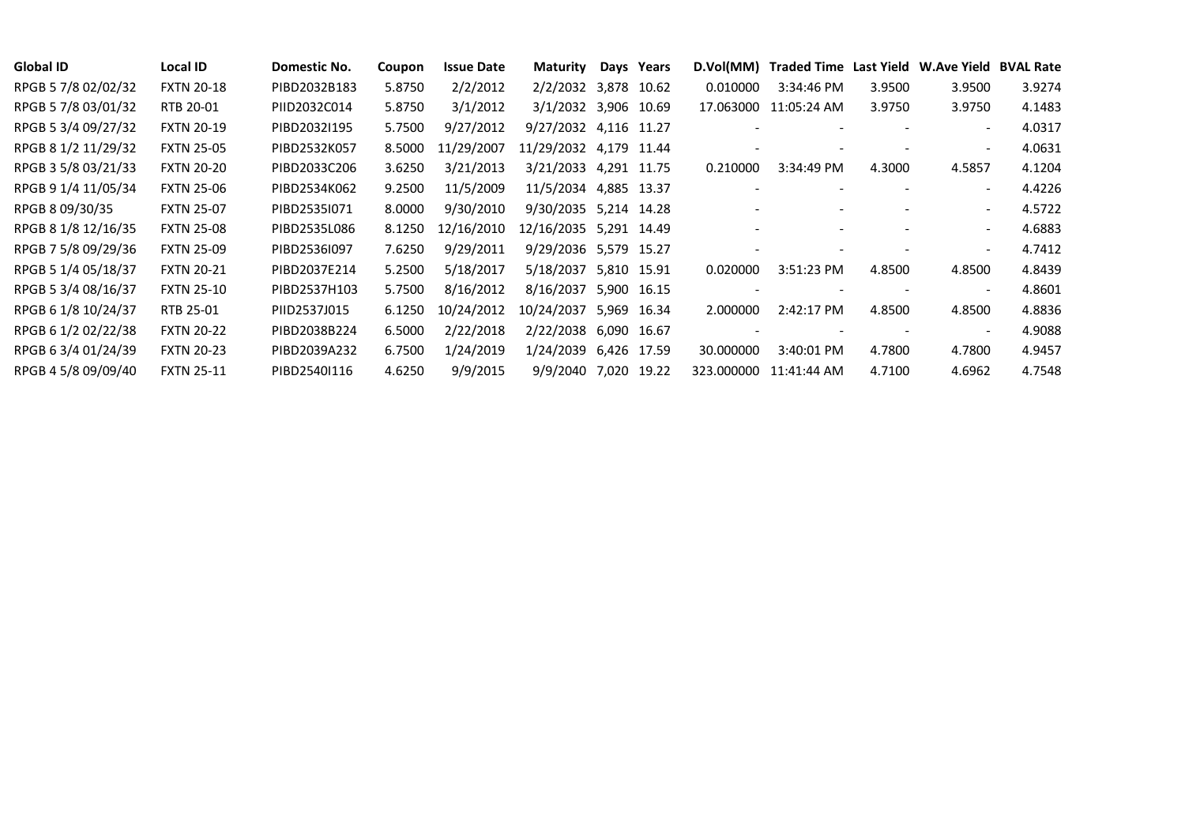| Global ID | Local ID | Domestic No. | Coupon | Issue Date | Maturity | Days | Years | D.Vol(MM) | Traded Time | Last Yield | W.Ave Yield | BVAL Rate |
|---|---|---|---|---|---|---|---|---|---|---|---|---|
| RPGB 5 7/8 02/02/32 | FXTN 20-18 | PIBD2032B183 | 5.8750 | 2/2/2012 | 2/2/2032 | 3,878 | 10.62 | 0.010000 | 3:34:46 PM | 3.9500 | 3.9500 | 3.9274 |
| RPGB 5 7/8 03/01/32 | RTB 20-01 | PIID2032C014 | 5.8750 | 3/1/2012 | 3/1/2032 | 3,906 | 10.69 | 17.063000 | 11:05:24 AM | 3.9750 | 3.9750 | 4.1483 |
| RPGB 5 3/4 09/27/32 | FXTN 20-19 | PIBD2032I195 | 5.7500 | 9/27/2012 | 9/27/2032 | 4,116 | 11.27 | - | - | - | - | 4.0317 |
| RPGB 8 1/2 11/29/32 | FXTN 25-05 | PIBD2532K057 | 8.5000 | 11/29/2007 | 11/29/2032 | 4,179 | 11.44 | - | - | - | - | 4.0631 |
| RPGB 3 5/8 03/21/33 | FXTN 20-20 | PIBD2033C206 | 3.6250 | 3/21/2013 | 3/21/2033 | 4,291 | 11.75 | 0.210000 | 3:34:49 PM | 4.3000 | 4.5857 | 4.1204 |
| RPGB 9 1/4 11/05/34 | FXTN 25-06 | PIBD2534K062 | 9.2500 | 11/5/2009 | 11/5/2034 | 4,885 | 13.37 | - | - | - | - | 4.4226 |
| RPGB 8 09/30/35 | FXTN 25-07 | PIBD2535I071 | 8.0000 | 9/30/2010 | 9/30/2035 | 5,214 | 14.28 | - | - | - | - | 4.5722 |
| RPGB 8 1/8 12/16/35 | FXTN 25-08 | PIBD2535L086 | 8.1250 | 12/16/2010 | 12/16/2035 | 5,291 | 14.49 | - | - | - | - | 4.6883 |
| RPGB 7 5/8 09/29/36 | FXTN 25-09 | PIBD2536I097 | 7.6250 | 9/29/2011 | 9/29/2036 | 5,579 | 15.27 | - | - | - | - | 4.7412 |
| RPGB 5 1/4 05/18/37 | FXTN 20-21 | PIBD2037E214 | 5.2500 | 5/18/2017 | 5/18/2037 | 5,810 | 15.91 | 0.020000 | 3:51:23 PM | 4.8500 | 4.8500 | 4.8439 |
| RPGB 5 3/4 08/16/37 | FXTN 25-10 | PIBD2537H103 | 5.7500 | 8/16/2012 | 8/16/2037 | 5,900 | 16.15 | - | - | - | - | 4.8601 |
| RPGB 6 1/8 10/24/37 | RTB 25-01 | PIID2537J015 | 6.1250 | 10/24/2012 | 10/24/2037 | 5,969 | 16.34 | 2.000000 | 2:42:17 PM | 4.8500 | 4.8500 | 4.8836 |
| RPGB 6 1/2 02/22/38 | FXTN 20-22 | PIBD2038B224 | 6.5000 | 2/22/2018 | 2/22/2038 | 6,090 | 16.67 | - | - | - | - | 4.9088 |
| RPGB 6 3/4 01/24/39 | FXTN 20-23 | PIBD2039A232 | 6.7500 | 1/24/2019 | 1/24/2039 | 6,426 | 17.59 | 30.000000 | 3:40:01 PM | 4.7800 | 4.7800 | 4.9457 |
| RPGB 4 5/8 09/09/40 | FXTN 25-11 | PIBD2540I116 | 4.6250 | 9/9/2015 | 9/9/2040 | 7,020 | 19.22 | 323.000000 | 11:41:44 AM | 4.7100 | 4.6962 | 4.7548 |